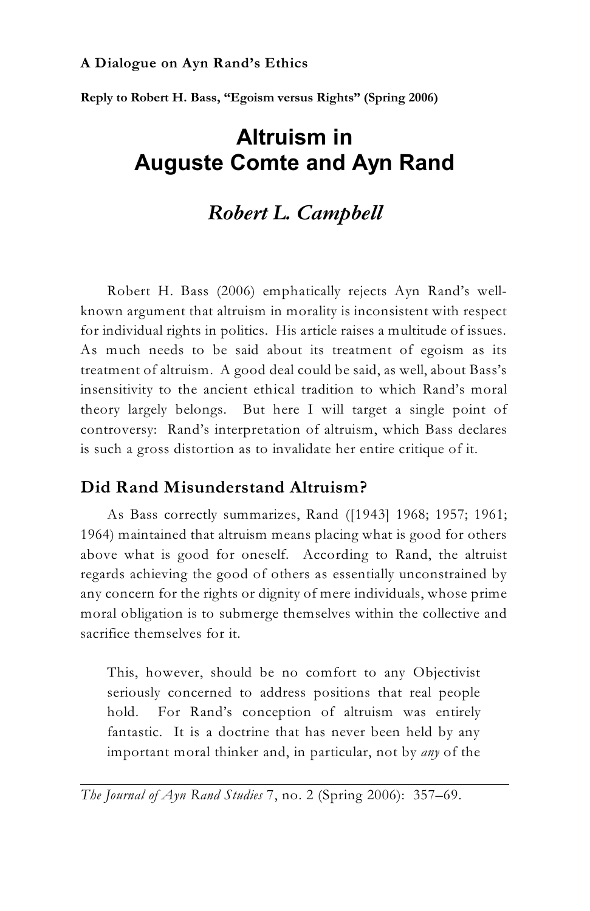**A Dialogue on Ayn Rand's Ethics**

**Reply to Robert H. Bass, "Egoism versus Rights" (Spring 2006)**

# Altruism in Auguste Comte and Ayn Rand

## *Robert L. Campbell*

Robert H. Bass (2006) emphatically rejects Ayn Rand's well-known argument that altruism in morality is inconsistent with respect for individual rights in politics. His article raises a multitude of issues. As much needs to be said about its treatment of egoism as its treatment of altruism. A good deal could be said, as well, about Bass's insensitivity to the ancient ethical tradition to which Rand's moral theory largely belongs. But here I will target a single point of controversy: Rand's interpretation of altruism, which Bass declares is such a gross distortion as to invalidate her entire critique of it.

### Did Rand Misunderstand Altruism?

As Bass correctly summarizes, Rand ([1943] 1968; 1957; 1961; 1964) maintained that altruism means placing what is good for others above what is good for oneself. According to Rand, the altruist regards achieving the good of others as essentially unconstrained by any concern for the rights or dignity of mere individuals, whose prime moral obligation is to submerge themselves within the collective and sacrifice themselves for it.

> This, however, should be no comfort to any Objectivist seriously concerned to address positions that real people hold. For Rand's conception of altruism was entirely fantastic. It is a doctrine that has never been held by any important moral thinker and, in particular, not by *any* of the

*The Journal of Ayn Rand Studies* 7, no. 2 (Spring 2006): 357–69.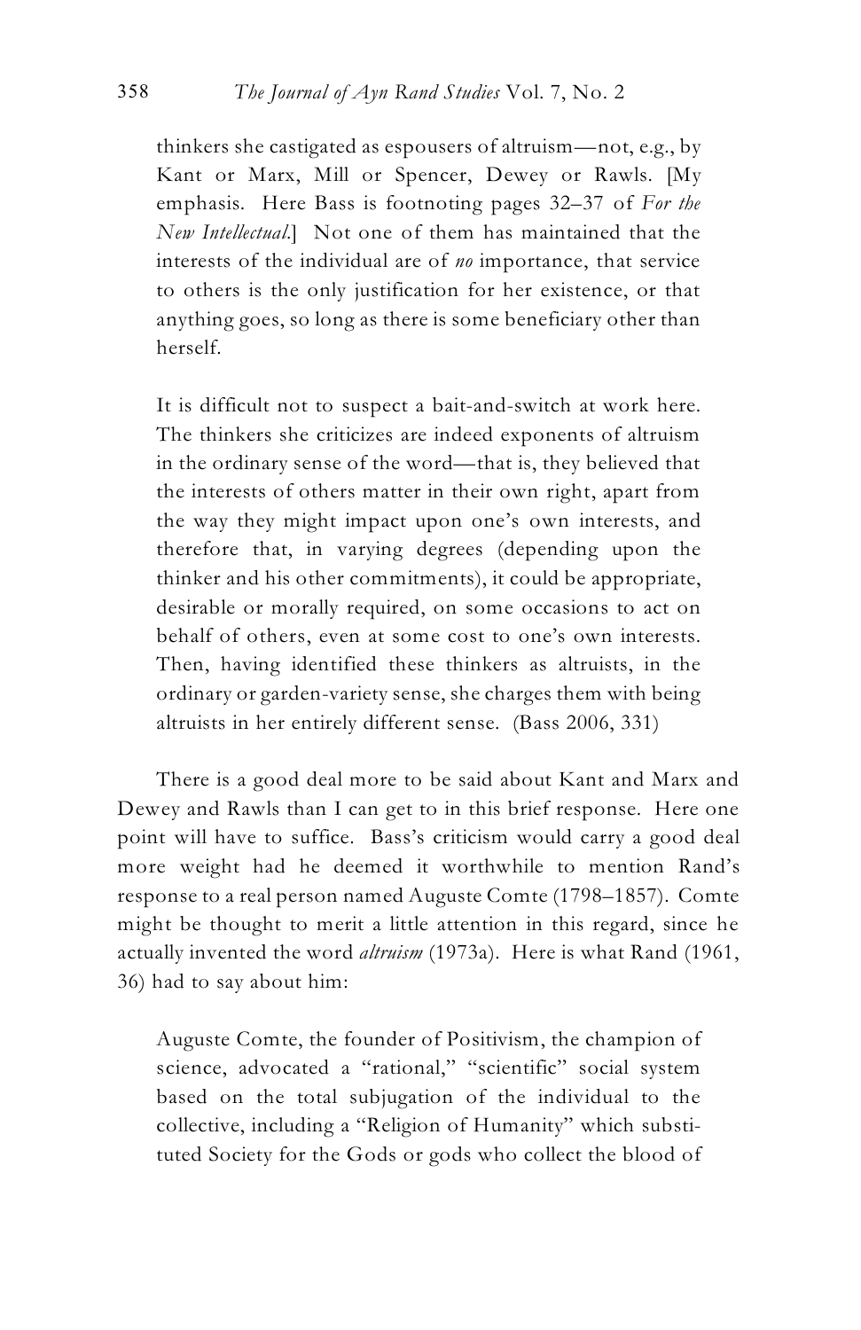> thinkers she castigated as espousers of altruism—not, e.g., by Kant or Marx, Mill or Spencer, Dewey or Rawls. [My emphasis. Here Bass is footnoting pages 32–37 of *For the New Intellectual*.] Not one of them has maintained that the interests of the individual are of *no* importance, that service to others is the only justification for her existence, or that anything goes, so long as there is some beneficiary other than herself.
>
> It is difficult not to suspect a bait-and-switch at work here. The thinkers she criticizes are indeed exponents of altruism in the ordinary sense of the word—that is, they believed that the interests of others matter in their own right, apart from the way they might impact upon one's own interests, and therefore that, in varying degrees (depending upon the thinker and his other commitments), it could be appropriate, desirable or morally required, on some occasions to act on behalf of others, even at some cost to one's own interests. Then, having identified these thinkers as altruists, in the ordinary or garden-variety sense, she charges them with being altruists in her entirely different sense. (Bass 2006, 331)

There is a good deal more to be said about Kant and Marx and Dewey and Rawls than I can get to in this brief response. Here one point will have to suffice. Bass's criticism would carry a good deal more weight had he deemed it worthwhile to mention Rand's response to a real person named Auguste Comte (1798–1857). Comte might be thought to merit a little attention in this regard, since he actually invented the word *altruism* (1973a). Here is what Rand (1961, 36) had to say about him:

> Auguste Comte, the founder of Positivism, the champion of science, advocated a "rational," "scientific" social system based on the total subjugation of the individual to the collective, including a "Religion of Humanity" which substituted Society for the Gods or gods who collect the blood of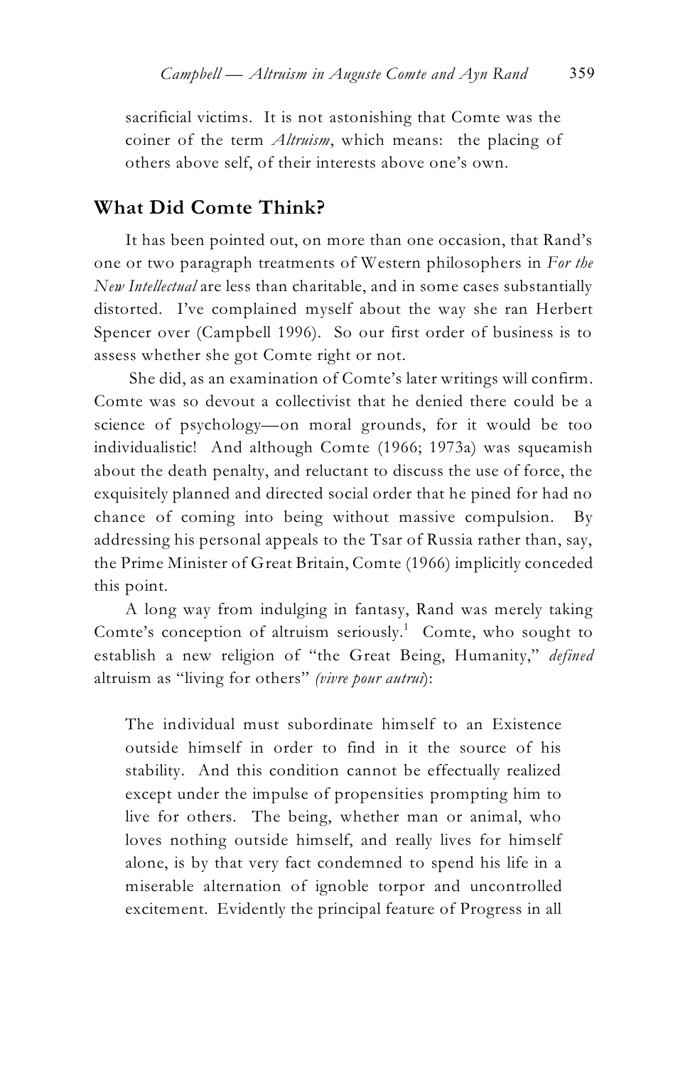sacrificial victims. It is not astonishing that Comte was the coiner of the term *Altruism*, which means: the placing of others above self, of their interests above one's own.

## What Did Comte Think?

It has been pointed out, on more than one occasion, that Rand's one or two paragraph treatments of Western philosophers in *For the New Intellectual* are less than charitable, and in some cases substantially distorted. I've complained myself about the way she ran Herbert Spencer over (Campbell 1996). So our first order of business is to assess whether she got Comte right or not.

She did, as an examination of Comte's later writings will confirm. Comte was so devout a collectivist that he denied there could be a science of psychology—on moral grounds, for it would be too individualistic! And although Comte (1966; 1973a) was squeamish about the death penalty, and reluctant to discuss the use of force, the exquisitely planned and directed social order that he pined for had no chance of coming into being without massive compulsion. By addressing his personal appeals to the Tsar of Russia rather than, say, the Prime Minister of Great Britain, Comte (1966) implicitly conceded this point.

A long way from indulging in fantasy, Rand was merely taking Comte's conception of altruism seriously.[1] Comte, who sought to establish a new religion of "the Great Being, Humanity," *defined* altruism as "living for others" *(vivre pour autrui)*:

> The individual must subordinate himself to an Existence outside himself in order to find in it the source of his stability. And this condition cannot be effectually realized except under the impulse of propensities prompting him to live for others. The being, whether man or animal, who loves nothing outside himself, and really lives for himself alone, is by that very fact condemned to spend his life in a miserable alternation of ignoble torpor and uncontrolled excitement. Evidently the principal feature of Progress in all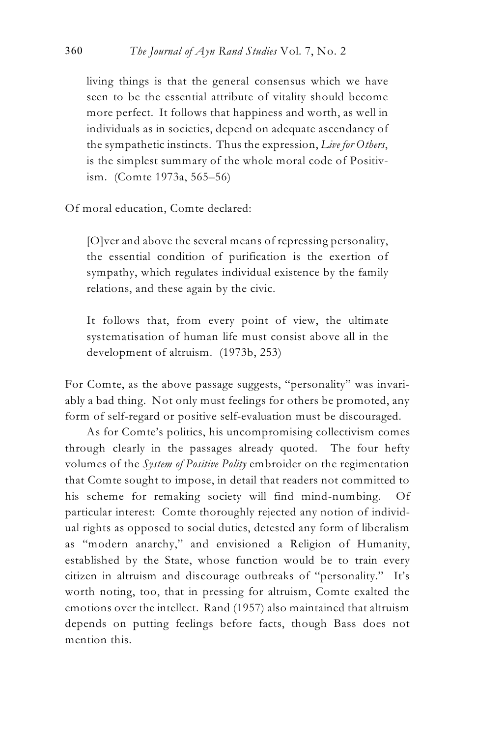living things is that the general consensus which we have seen to be the essential attribute of vitality should become more perfect. It follows that happiness and worth, as well in individuals as in societies, depend on adequate ascendancy of the sympathetic instincts. Thus the expression, *Live for Others*, is the simplest summary of the whole moral code of Positivism. (Comte 1973a, 565–56)

Of moral education, Comte declared:

> [O]ver and above the several means of repressing personality, the essential condition of purification is the exertion of sympathy, which regulates individual existence by the family relations, and these again by the civic.
>
> It follows that, from every point of view, the ultimate systematisation of human life must consist above all in the development of altruism. (1973b, 253)

For Comte, as the above passage suggests, "personality" was invariably a bad thing. Not only must feelings for others be promoted, any form of self-regard or positive self-evaluation must be discouraged.

As for Comte's politics, his uncompromising collectivism comes through clearly in the passages already quoted. The four hefty volumes of the *System of Positive Polity* embroider on the regimentation that Comte sought to impose, in detail that readers not committed to his scheme for remaking society will find mind-numbing. Of particular interest: Comte thoroughly rejected any notion of individual rights as opposed to social duties, detested any form of liberalism as "modern anarchy," and envisioned a Religion of Humanity, established by the State, whose function would be to train every citizen in altruism and discourage outbreaks of "personality." It's worth noting, too, that in pressing for altruism, Comte exalted the emotions over the intellect. Rand (1957) also maintained that altruism depends on putting feelings before facts, though Bass does not mention this.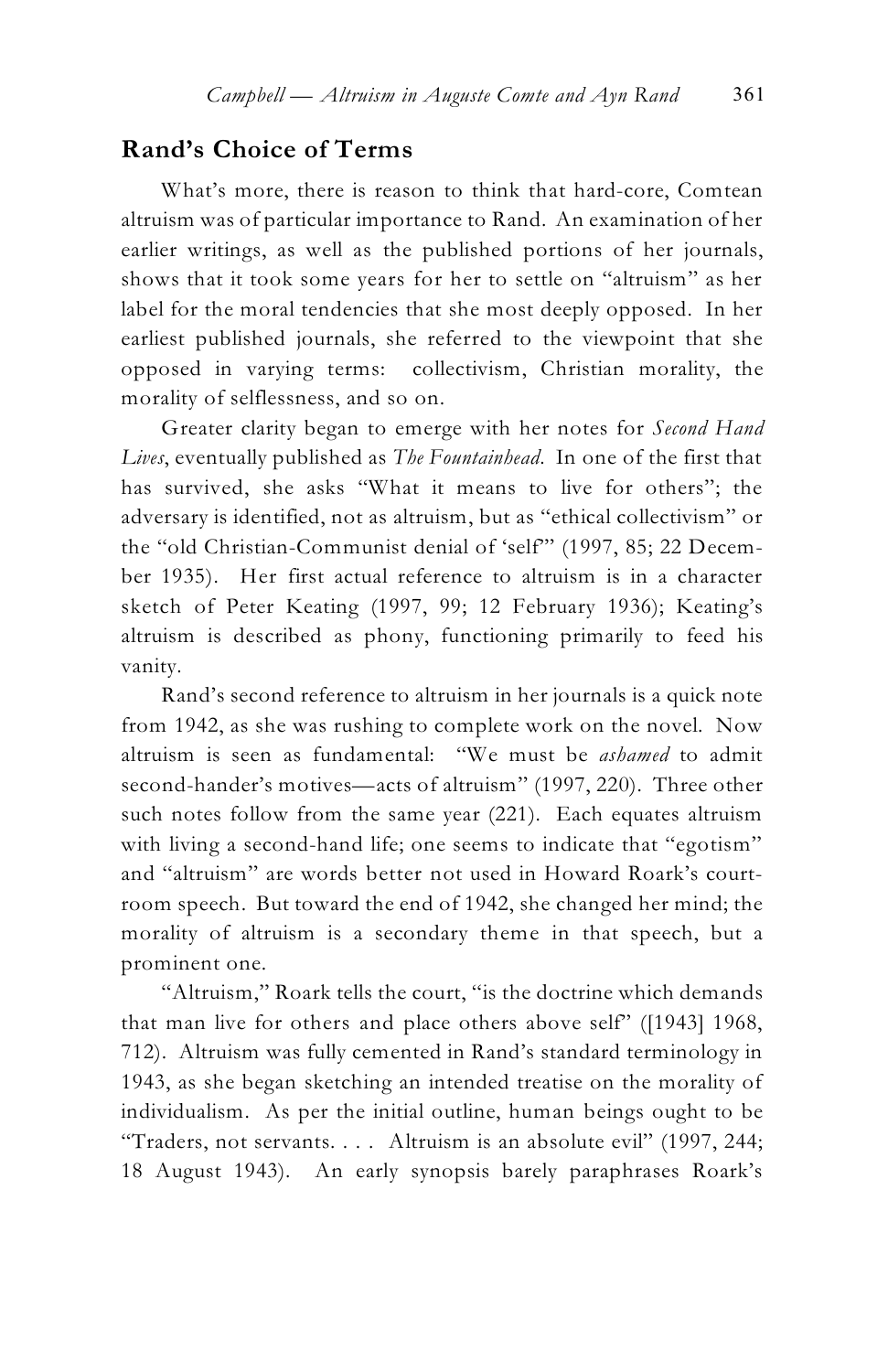## Rand's Choice of Terms

What's more, there is reason to think that hard-core, Comtean altruism was of particular importance to Rand. An examination of her earlier writings, as well as the published portions of her journals, shows that it took some years for her to settle on "altruism" as her label for the moral tendencies that she most deeply opposed. In her earliest published journals, she referred to the viewpoint that she opposed in varying terms: collectivism, Christian morality, the morality of selflessness, and so on.

Greater clarity began to emerge with her notes for *Second Hand Lives*, eventually published as *The Fountainhead*. In one of the first that has survived, she asks "What it means to live for others"; the adversary is identified, not as altruism, but as "ethical collectivism" or the "old Christian-Communist denial of 'self'" (1997, 85; 22 December 1935). Her first actual reference to altruism is in a character sketch of Peter Keating (1997, 99; 12 February 1936); Keating's altruism is described as phony, functioning primarily to feed his vanity.

Rand's second reference to altruism in her journals is a quick note from 1942, as she was rushing to complete work on the novel. Now altruism is seen as fundamental: "We must be *ashamed* to admit second-hander's motives—acts of altruism" (1997, 220). Three other such notes follow from the same year (221). Each equates altruism with living a second-hand life; one seems to indicate that "egotism" and "altruism" are words better not used in Howard Roark's courtroom speech. But toward the end of 1942, she changed her mind; the morality of altruism is a secondary theme in that speech, but a prominent one.

"Altruism," Roark tells the court, "is the doctrine which demands that man live for others and place others above self" ([1943] 1968, 712). Altruism was fully cemented in Rand's standard terminology in 1943, as she began sketching an intended treatise on the morality of individualism. As per the initial outline, human beings ought to be "Traders, not servants. . . . Altruism is an absolute evil" (1997, 244; 18 August 1943). An early synopsis barely paraphrases Roark's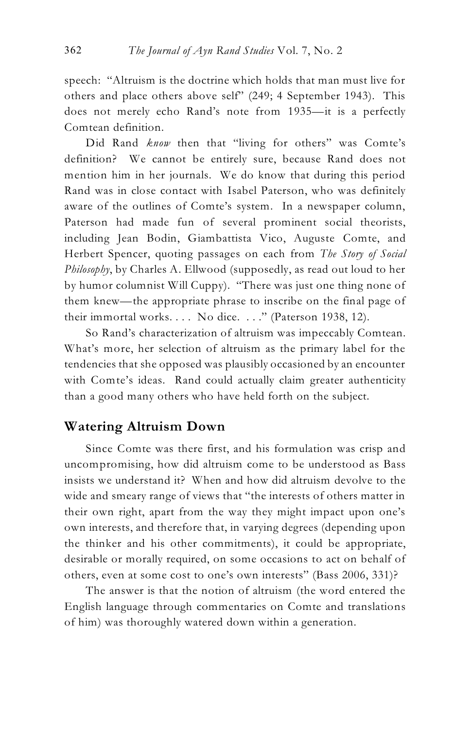speech: "Altruism is the doctrine which holds that man must live for others and place others above self" (249; 4 September 1943). This does not merely echo Rand's note from 1935—it is a perfectly Comtean definition.

Did Rand *know* then that "living for others" was Comte's definition? We cannot be entirely sure, because Rand does not mention him in her journals. We do know that during this period Rand was in close contact with Isabel Paterson, who was definitely aware of the outlines of Comte's system. In a newspaper column, Paterson had made fun of several prominent social theorists, including Jean Bodin, Giambattista Vico, Auguste Comte, and Herbert Spencer, quoting passages on each from *The Story of Social Philosophy*, by Charles A. Ellwood (supposedly, as read out loud to her by humor columnist Will Cuppy). "There was just one thing none of them knew—the appropriate phrase to inscribe on the final page of their immortal works. . . . No dice. . . ." (Paterson 1938, 12).

So Rand's characterization of altruism was impeccably Comtean. What's more, her selection of altruism as the primary label for the tendencies that she opposed was plausibly occasioned by an encounter with Comte's ideas. Rand could actually claim greater authenticity than a good many others who have held forth on the subject.

## Watering Altruism Down

Since Comte was there first, and his formulation was crisp and uncompromising, how did altruism come to be understood as Bass insists we understand it? When and how did altruism devolve to the wide and smeary range of views that "the interests of others matter in their own right, apart from the way they might impact upon one's own interests, and therefore that, in varying degrees (depending upon the thinker and his other commitments), it could be appropriate, desirable or morally required, on some occasions to act on behalf of others, even at some cost to one's own interests" (Bass 2006, 331)?

The answer is that the notion of altruism (the word entered the English language through commentaries on Comte and translations of him) was thoroughly watered down within a generation.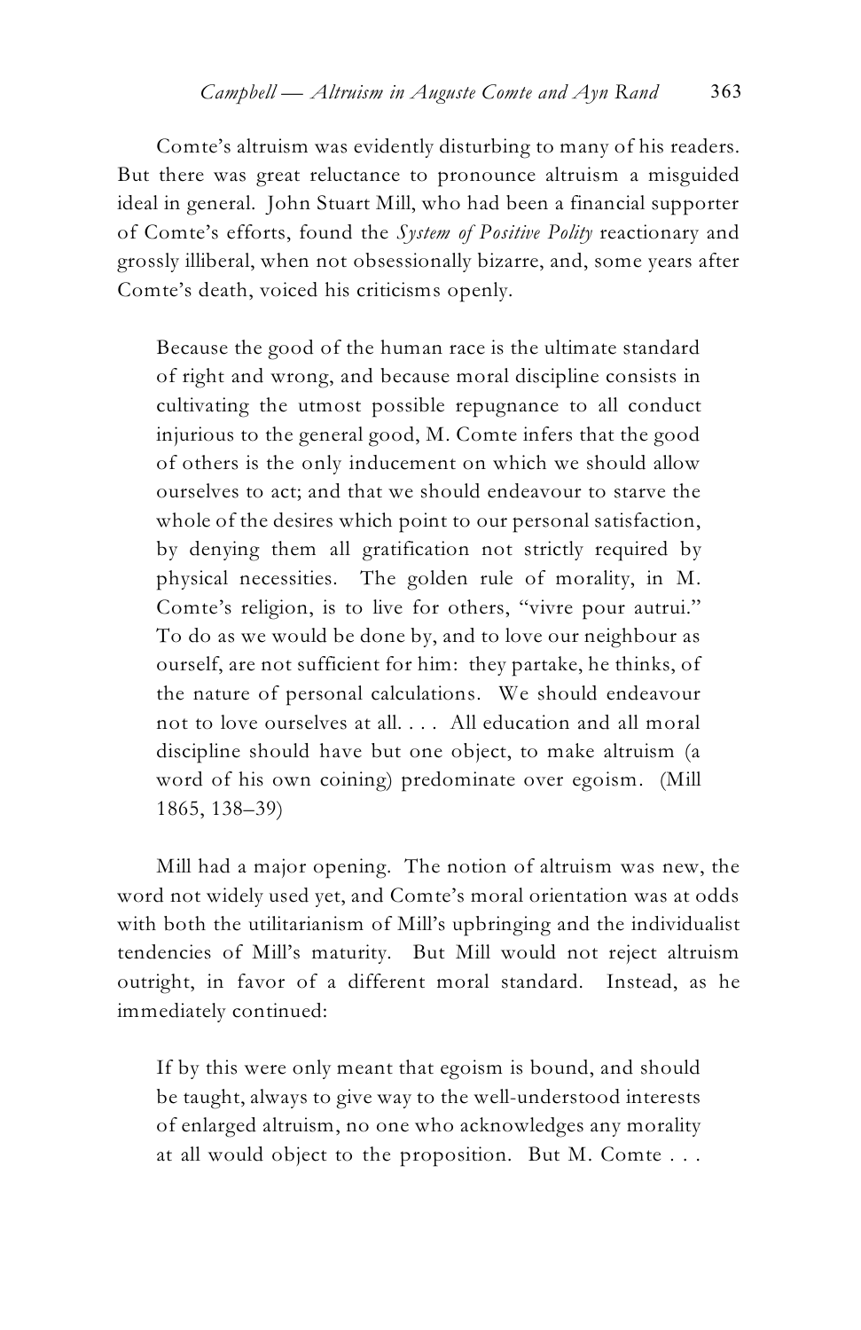Comte's altruism was evidently disturbing to many of his readers. But there was great reluctance to pronounce altruism a misguided ideal in general. John Stuart Mill, who had been a financial supporter of Comte's efforts, found the *System of Positive Polity* reactionary and grossly illiberal, when not obsessionally bizarre, and, some years after Comte's death, voiced his criticisms openly.

> Because the good of the human race is the ultimate standard of right and wrong, and because moral discipline consists in cultivating the utmost possible repugnance to all conduct injurious to the general good, M. Comte infers that the good of others is the only inducement on which we should allow ourselves to act; and that we should endeavour to starve the whole of the desires which point to our personal satisfaction, by denying them all gratification not strictly required by physical necessities. The golden rule of morality, in M. Comte's religion, is to live for others, "vivre pour autrui." To do as we would be done by, and to love our neighbour as ourself, are not sufficient for him: they partake, he thinks, of the nature of personal calculations. We should endeavour not to love ourselves at all. . . . All education and all moral discipline should have but one object, to make altruism (a word of his own coining) predominate over egoism. (Mill 1865, 138–39)

Mill had a major opening. The notion of altruism was new, the word not widely used yet, and Comte's moral orientation was at odds with both the utilitarianism of Mill's upbringing and the individualist tendencies of Mill's maturity. But Mill would not reject altruism outright, in favor of a different moral standard. Instead, as he immediately continued:

> If by this were only meant that egoism is bound, and should be taught, always to give way to the well-understood interests of enlarged altruism, no one who acknowledges any morality at all would object to the proposition. But M. Comte . . .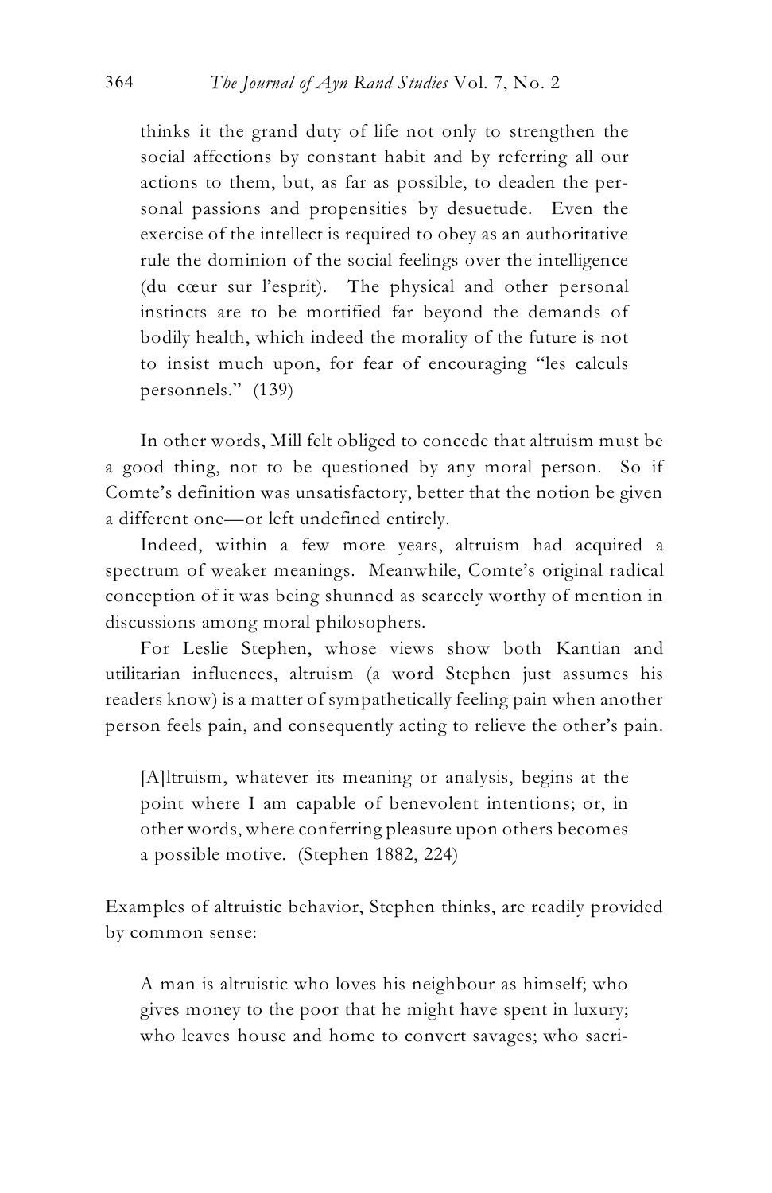> thinks it the grand duty of life not only to strengthen the social affections by constant habit and by referring all our actions to them, but, as far as possible, to deaden the personal passions and propensities by desuetude. Even the exercise of the intellect is required to obey as an authoritative rule the dominion of the social feelings over the intelligence (du cœur sur l'esprit). The physical and other personal instincts are to be mortified far beyond the demands of bodily health, which indeed the morality of the future is not to insist much upon, for fear of encouraging "les calculs personnels." (139)

In other words, Mill felt obliged to concede that altruism must be a good thing, not to be questioned by any moral person. So if Comte's definition was unsatisfactory, better that the notion be given a different one—or left undefined entirely.

Indeed, within a few more years, altruism had acquired a spectrum of weaker meanings. Meanwhile, Comte's original radical conception of it was being shunned as scarcely worthy of mention in discussions among moral philosophers.

For Leslie Stephen, whose views show both Kantian and utilitarian influences, altruism (a word Stephen just assumes his readers know) is a matter of sympathetically feeling pain when another person feels pain, and consequently acting to relieve the other's pain.

> [A]ltruism, whatever its meaning or analysis, begins at the point where I am capable of benevolent intentions; or, in other words, where conferring pleasure upon others becomes a possible motive. (Stephen 1882, 224)

Examples of altruistic behavior, Stephen thinks, are readily provided by common sense:

> A man is altruistic who loves his neighbour as himself; who gives money to the poor that he might have spent in luxury; who leaves house and home to convert savages; who sacri-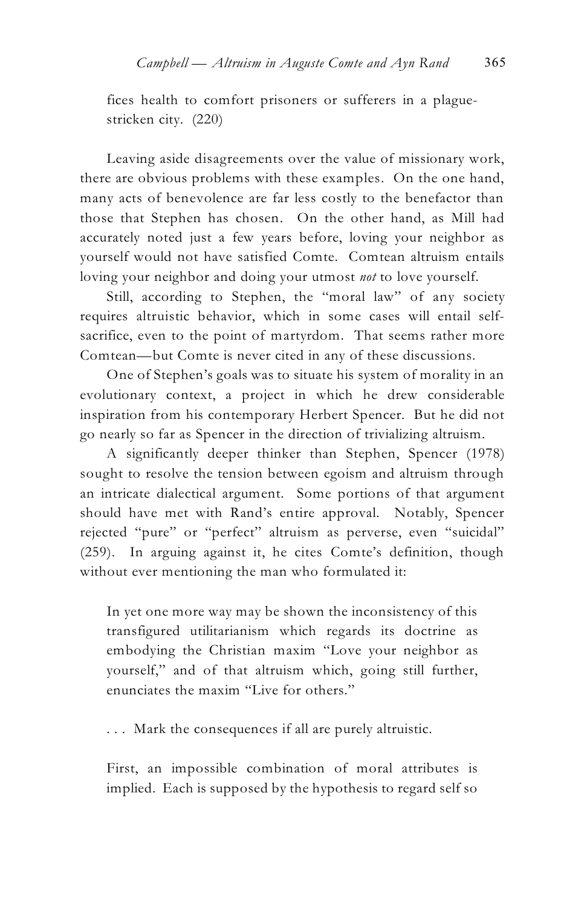fices health to comfort prisoners or sufferers in a plague-stricken city. (220)

Leaving aside disagreements over the value of missionary work, there are obvious problems with these examples. On the one hand, many acts of benevolence are far less costly to the benefactor than those that Stephen has chosen. On the other hand, as Mill had accurately noted just a few years before, loving your neighbor as yourself would not have satisfied Comte. Comtean altruism entails loving your neighbor and doing your utmost *not* to love yourself.

Still, according to Stephen, the "moral law" of any society requires altruistic behavior, which in some cases will entail self-sacrifice, even to the point of martyrdom. That seems rather more Comtean—but Comte is never cited in any of these discussions.

One of Stephen's goals was to situate his system of morality in an evolutionary context, a project in which he drew considerable inspiration from his contemporary Herbert Spencer. But he did not go nearly so far as Spencer in the direction of trivializing altruism.

A significantly deeper thinker than Stephen, Spencer (1978) sought to resolve the tension between egoism and altruism through an intricate dialectical argument. Some portions of that argument should have met with Rand's entire approval. Notably, Spencer rejected "pure" or "perfect" altruism as perverse, even "suicidal" (259). In arguing against it, he cites Comte's definition, though without ever mentioning the man who formulated it:

> In yet one more way may be shown the inconsistency of this transfigured utilitarianism which regards its doctrine as embodying the Christian maxim "Love your neighbor as yourself," and of that altruism which, going still further, enunciates the maxim "Live for others."
>
> . . . Mark the consequences if all are purely altruistic.
>
> First, an impossible combination of moral attributes is implied. Each is supposed by the hypothesis to regard self so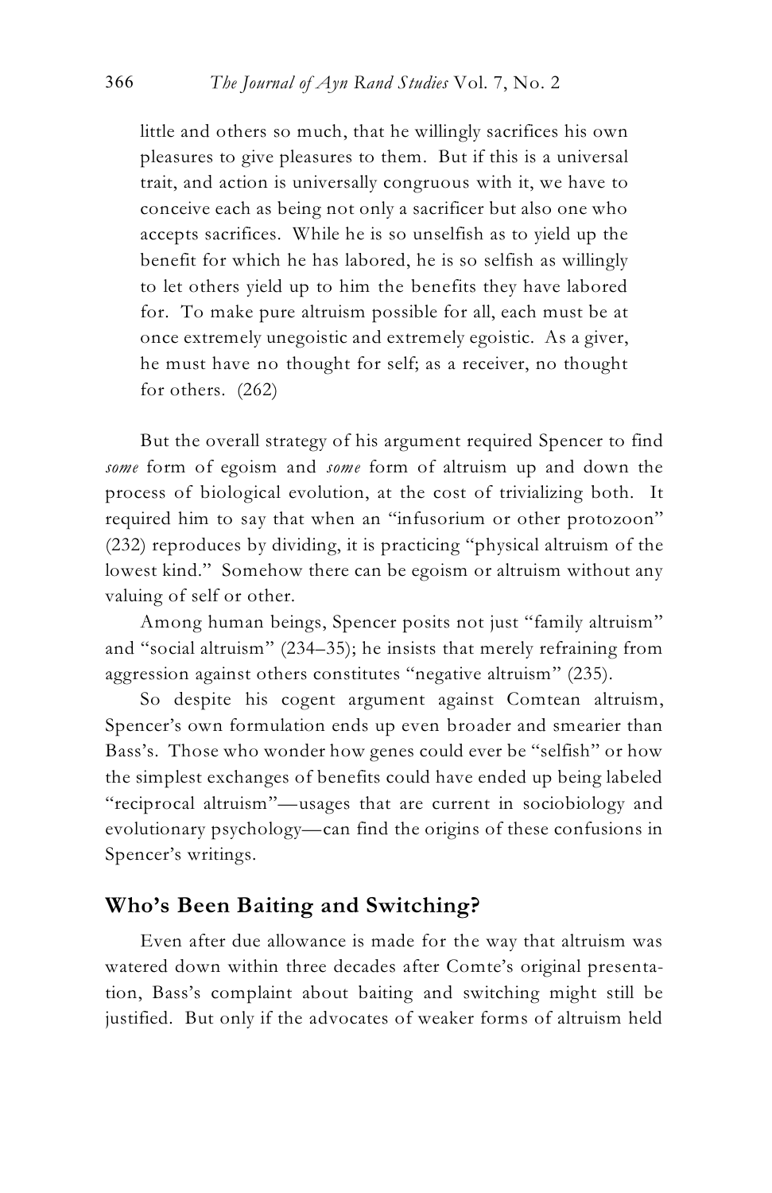> little and others so much, that he willingly sacrifices his own pleasures to give pleasures to them. But if this is a universal trait, and action is universally congruous with it, we have to conceive each as being not only a sacrificer but also one who accepts sacrifices. While he is so unselfish as to yield up the benefit for which he has labored, he is so selfish as willingly to let others yield up to him the benefits they have labored for. To make pure altruism possible for all, each must be at once extremely unegoistic and extremely egoistic. As a giver, he must have no thought for self; as a receiver, no thought for others. (262)

But the overall strategy of his argument required Spencer to find *some* form of egoism and *some* form of altruism up and down the process of biological evolution, at the cost of trivializing both. It required him to say that when an "infusorium or other protozoon" (232) reproduces by dividing, it is practicing "physical altruism of the lowest kind." Somehow there can be egoism or altruism without any valuing of self or other.

Among human beings, Spencer posits not just "family altruism" and "social altruism" (234–35); he insists that merely refraining from aggression against others constitutes "negative altruism" (235).

So despite his cogent argument against Comtean altruism, Spencer's own formulation ends up even broader and smearier than Bass's. Those who wonder how genes could ever be "selfish" or how the simplest exchanges of benefits could have ended up being labeled "reciprocal altruism"—usages that are current in sociobiology and evolutionary psychology—can find the origins of these confusions in Spencer's writings.

## Who's Been Baiting and Switching?

Even after due allowance is made for the way that altruism was watered down within three decades after Comte's original presentation, Bass's complaint about baiting and switching might still be justified. But only if the advocates of weaker forms of altruism held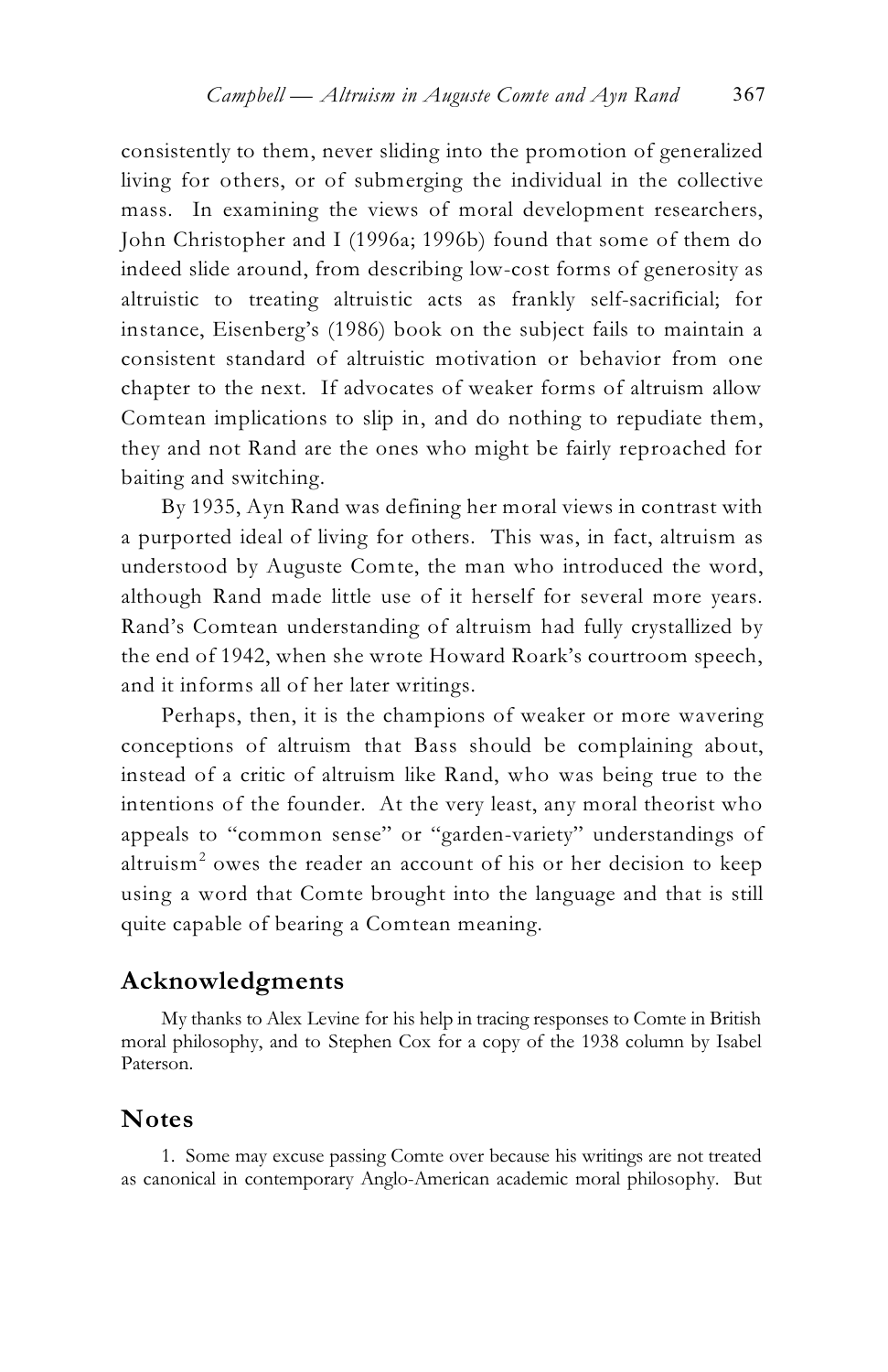consistently to them, never sliding into the promotion of generalized living for others, or of submerging the individual in the collective mass. In examining the views of moral development researchers, John Christopher and I (1996a; 1996b) found that some of them do indeed slide around, from describing low-cost forms of generosity as altruistic to treating altruistic acts as frankly self-sacrificial; for instance, Eisenberg's (1986) book on the subject fails to maintain a consistent standard of altruistic motivation or behavior from one chapter to the next. If advocates of weaker forms of altruism allow Comtean implications to slip in, and do nothing to repudiate them, they and not Rand are the ones who might be fairly reproached for baiting and switching.

By 1935, Ayn Rand was defining her moral views in contrast with a purported ideal of living for others. This was, in fact, altruism as understood by Auguste Comte, the man who introduced the word, although Rand made little use of it herself for several more years. Rand's Comtean understanding of altruism had fully crystallized by the end of 1942, when she wrote Howard Roark's courtroom speech, and it informs all of her later writings.

Perhaps, then, it is the champions of weaker or more wavering conceptions of altruism that Bass should be complaining about, instead of a critic of altruism like Rand, who was being true to the intentions of the founder. At the very least, any moral theorist who appeals to "common sense" or "garden-variety" understandings of altruism[2] owes the reader an account of his or her decision to keep using a word that Comte brought into the language and that is still quite capable of bearing a Comtean meaning.

## Acknowledgments

My thanks to Alex Levine for his help in tracing responses to Comte in British moral philosophy, and to Stephen Cox for a copy of the 1938 column by Isabel Paterson.

## Notes

1. Some may excuse passing Comte over because his writings are not treated as canonical in contemporary Anglo-American academic moral philosophy. But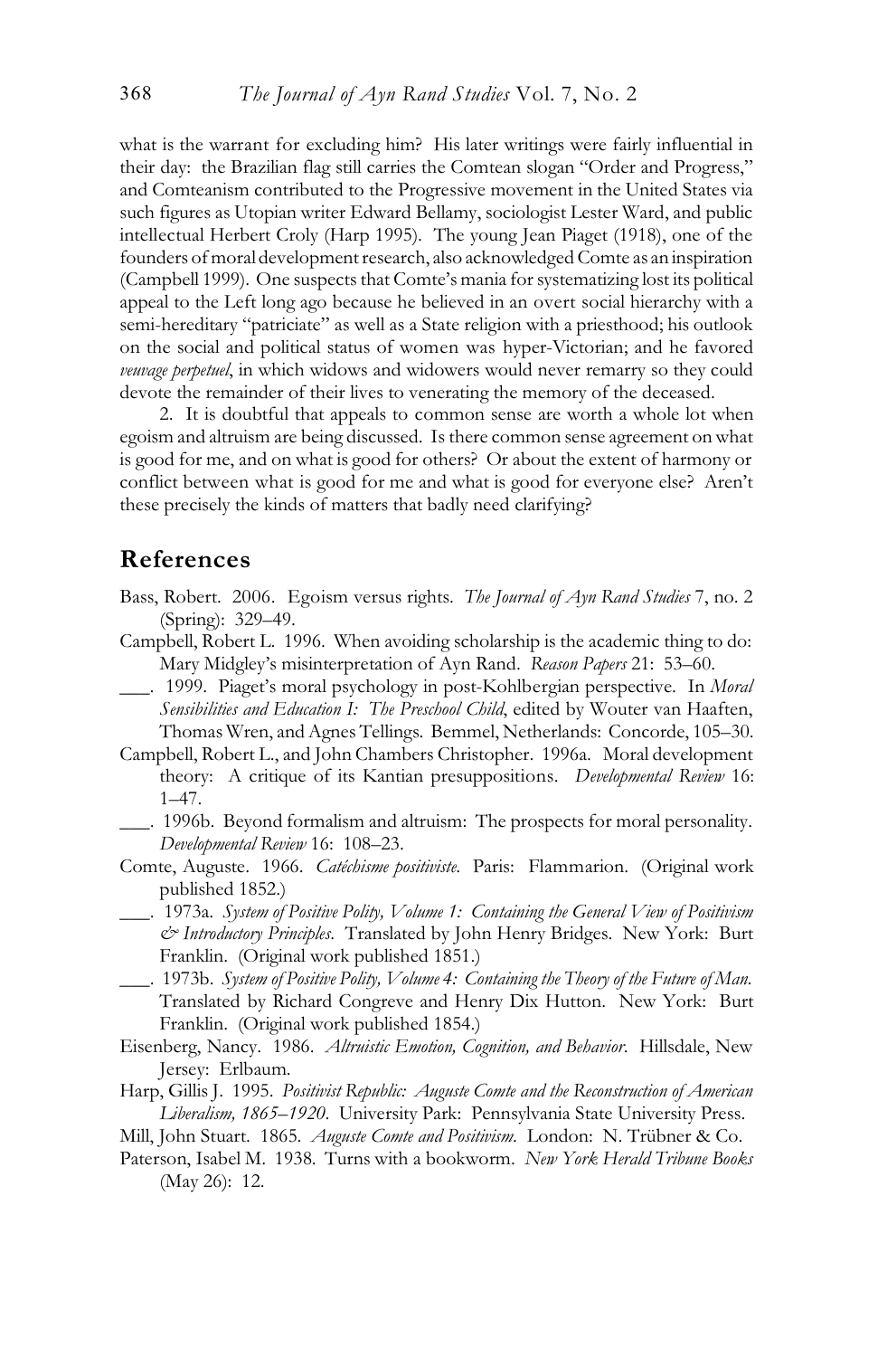what is the warrant for excluding him? His later writings were fairly influential in their day: the Brazilian flag still carries the Comtean slogan "Order and Progress," and Comteanism contributed to the Progressive movement in the United States via such figures as Utopian writer Edward Bellamy, sociologist Lester Ward, and public intellectual Herbert Croly (Harp 1995). The young Jean Piaget (1918), one of the founders of moral development research, also acknowledged Comte as an inspiration (Campbell 1999). One suspects that Comte's mania for systematizing lost its political appeal to the Left long ago because he believed in an overt social hierarchy with a semi-hereditary "patriciate" as well as a State religion with a priesthood; his outlook on the social and political status of women was hyper-Victorian; and he favored *veuvage perpetuel*, in which widows and widowers would never remarry so they could devote the remainder of their lives to venerating the memory of the deceased.

2. It is doubtful that appeals to common sense are worth a whole lot when egoism and altruism are being discussed. Is there common sense agreement on what is good for me, and on what is good for others? Or about the extent of harmony or conflict between what is good for me and what is good for everyone else? Aren't these precisely the kinds of matters that badly need clarifying?

## References

Bass, Robert. 2006. Egoism versus rights. *The Journal of Ayn Rand Studies* 7, no. 2 (Spring): 329–49.

Campbell, Robert L. 1996. When avoiding scholarship is the academic thing to do: Mary Midgley's misinterpretation of Ayn Rand. *Reason Papers* 21: 53–60.

___. 1999. Piaget's moral psychology in post-Kohlbergian perspective. In *Moral Sensibilities and Education I: The Preschool Child*, edited by Wouter van Haaften, Thomas Wren, and Agnes Tellings. Bemmel, Netherlands: Concorde, 105–30.

Campbell, Robert L., and John Chambers Christopher. 1996a. Moral development theory: A critique of its Kantian presuppositions. *Developmental Review* 16: 1–47.

___. 1996b. Beyond formalism and altruism: The prospects for moral personality. *Developmental Review* 16: 108–23.

Comte, Auguste. 1966. *Catéchisme positiviste*. Paris: Flammarion. (Original work published 1852.)

___. 1973a. *System of Positive Polity, Volume 1: Containing the General View of Positivism & Introductory Principles*. Translated by John Henry Bridges. New York: Burt Franklin. (Original work published 1851.)

___. 1973b. *System of Positive Polity, Volume 4: Containing the Theory of the Future of Man*. Translated by Richard Congreve and Henry Dix Hutton. New York: Burt Franklin. (Original work published 1854.)

Eisenberg, Nancy. 1986. *Altruistic Emotion, Cognition, and Behavior*. Hillsdale, New Jersey: Erlbaum.

Harp, Gillis J. 1995. *Positivist Republic: Auguste Comte and the Reconstruction of American Liberalism, 1865–1920*. University Park: Pennsylvania State University Press.

Mill, John Stuart. 1865. *Auguste Comte and Positivism*. London: N. Trübner & Co.

Paterson, Isabel M. 1938. Turns with a bookworm. *New York Herald Tribune Books* (May 26): 12.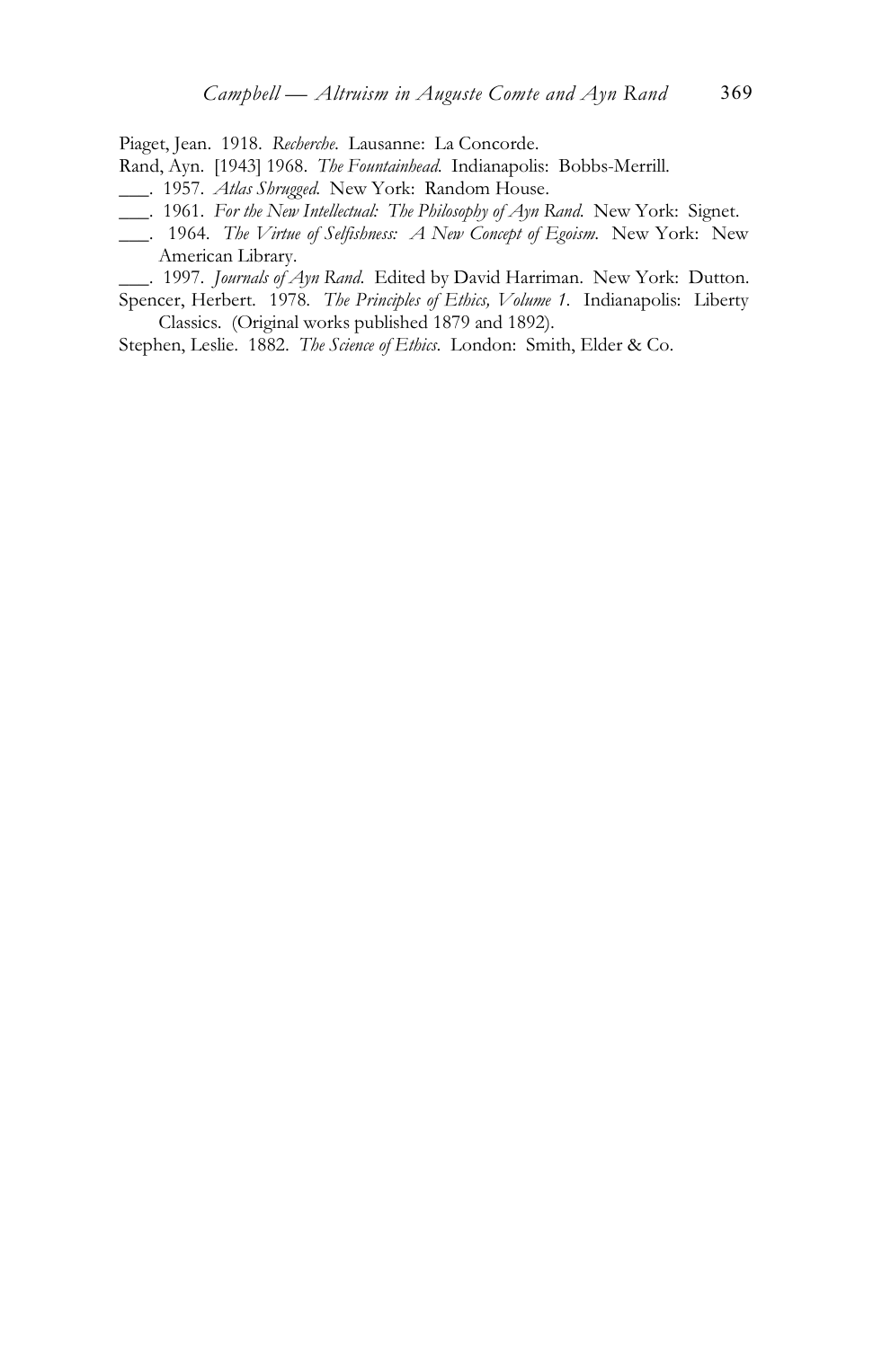Piaget, Jean. 1918. *Recherche*. Lausanne: La Concorde.

Rand, Ayn. [1943] 1968. *The Fountainhead*. Indianapolis: Bobbs-Merrill.

___. 1957. *Atlas Shrugged*. New York: Random House.

___. 1961. *For the New Intellectual: The Philosophy of Ayn Rand*. New York: Signet.

___. 1964. *The Virtue of Selfishness: A New Concept of Egoism*. New York: New American Library.

___. 1997. *Journals of Ayn Rand*. Edited by David Harriman. New York: Dutton.

Spencer, Herbert. 1978. *The Principles of Ethics, Volume 1*. Indianapolis: Liberty Classics. (Original works published 1879 and 1892).

Stephen, Leslie. 1882. *The Science of Ethics*. London: Smith, Elder & Co.